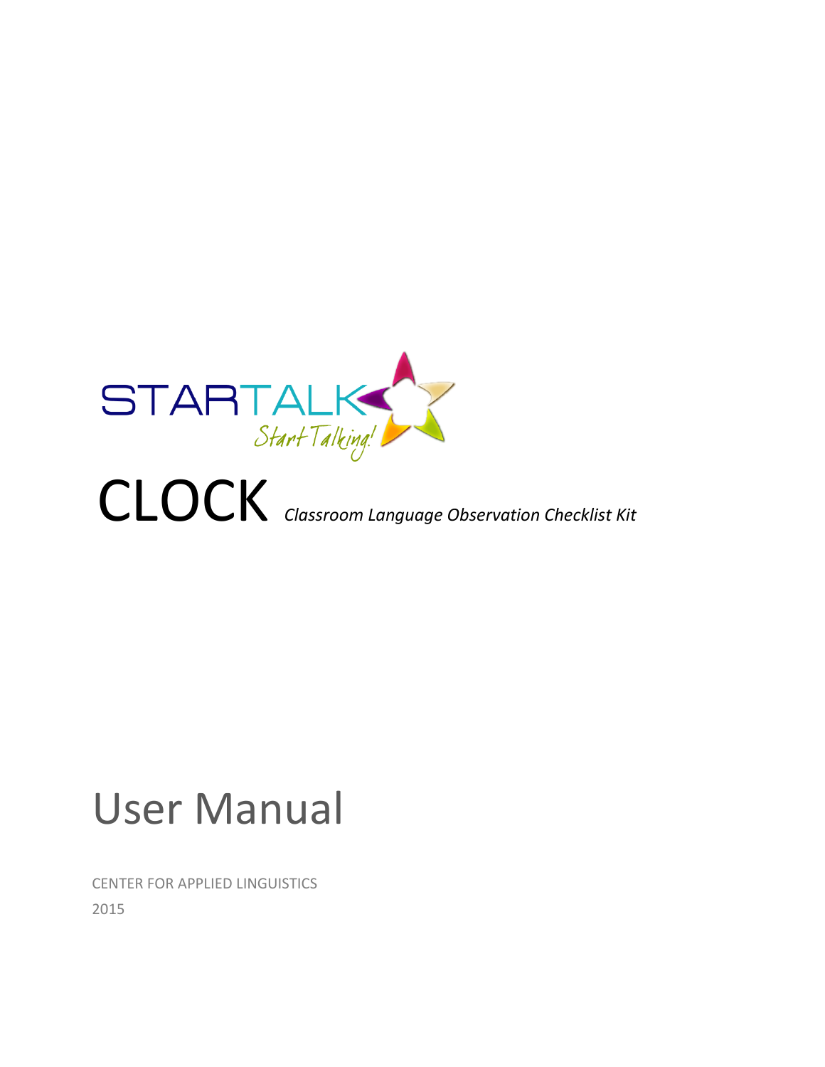STARTALK

*Start Talking!*

# CLOCK *Classroom Language Observation Checklist Kit*

# User Manual

CENTER FOR APPLIED LINGUISTICS

2015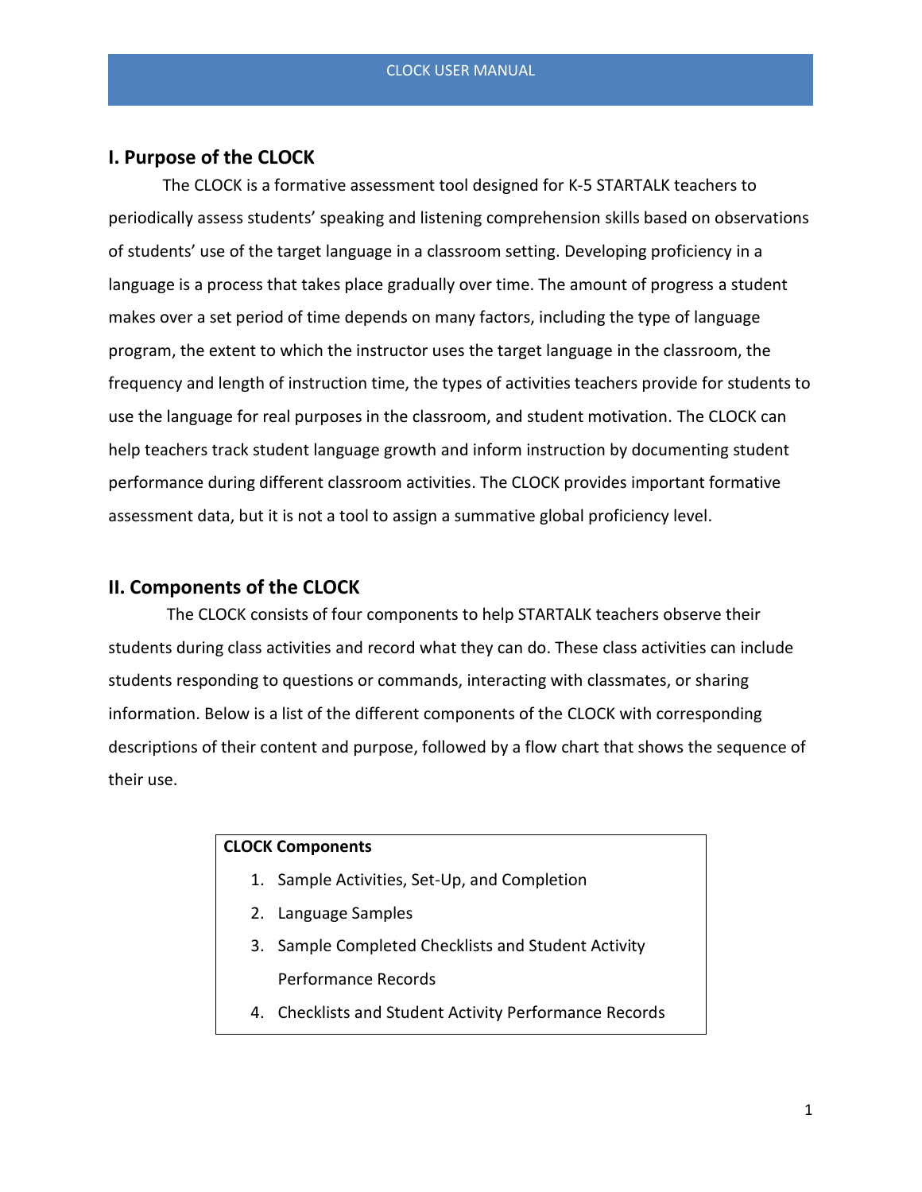## I. Purpose of the CLOCK

The CLOCK is a formative assessment tool designed for K-5 STARTALK teachers to periodically assess students' speaking and listening comprehension skills based on observations of students' use of the target language in a classroom setting. Developing proficiency in a language is a process that takes place gradually over time. The amount of progress a student makes over a set period of time depends on many factors, including the type of language program, the extent to which the instructor uses the target language in the classroom, the frequency and length of instruction time, the types of activities teachers provide for students to use the language for real purposes in the classroom, and student motivation. The CLOCK can help teachers track student language growth and inform instruction by documenting student performance during different classroom activities. The CLOCK provides important formative assessment data, but it is not a tool to assign a summative global proficiency level.

## II. Components of the CLOCK

The CLOCK consists of four components to help STARTALK teachers observe their students during class activities and record what they can do. These class activities can include students responding to questions or commands, interacting with classmates, or sharing information. Below is a list of the different components of the CLOCK with corresponding descriptions of their content and purpose, followed by a flow chart that shows the sequence of their use.

**CLOCK Components**

1. Sample Activities, Set-Up, and Completion
2. Language Samples
3. Sample Completed Checklists and Student Activity Performance Records
4. Checklists and Student Activity Performance Records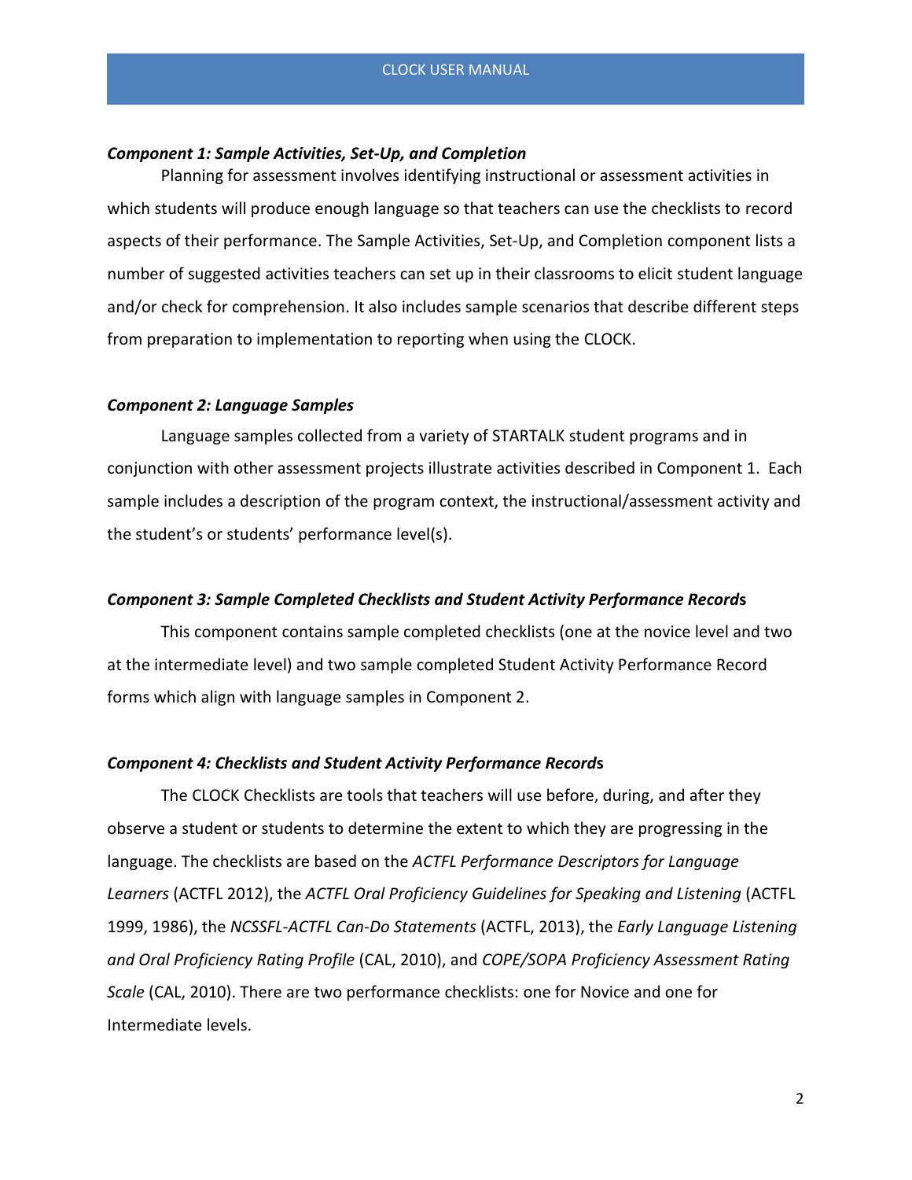### *Component 1: Sample Activities, Set-Up, and Completion*

Planning for assessment involves identifying instructional or assessment activities in which students will produce enough language so that teachers can use the checklists to record aspects of their performance. The Sample Activities, Set-Up, and Completion component lists a number of suggested activities teachers can set up in their classrooms to elicit student language and/or check for comprehension. It also includes sample scenarios that describe different steps from preparation to implementation to reporting when using the CLOCK.

### *Component 2: Language Samples*

Language samples collected from a variety of STARTALK student programs and in conjunction with other assessment projects illustrate activities described in Component 1. Each sample includes a description of the program context, the instructional/assessment activity and the student's or students' performance level(s).

### *Component 3: Sample Completed Checklists and Student Activity Performance Records*

This component contains sample completed checklists (one at the novice level and two at the intermediate level) and two sample completed Student Activity Performance Record forms which align with language samples in Component 2.

### *Component 4: Checklists and Student Activity Performance Records*

The CLOCK Checklists are tools that teachers will use before, during, and after they observe a student or students to determine the extent to which they are progressing in the language. The checklists are based on the *ACTFL Performance Descriptors for Language Learners* (ACTFL 2012), the *ACTFL Oral Proficiency Guidelines for Speaking and Listening* (ACTFL 1999, 1986), the *NCSSFL-ACTFL Can-Do Statements* (ACTFL, 2013), the *Early Language Listening and Oral Proficiency Rating Profile* (CAL, 2010), and *COPE/SOPA Proficiency Assessment Rating Scale* (CAL, 2010). There are two performance checklists: one for Novice and one for Intermediate levels.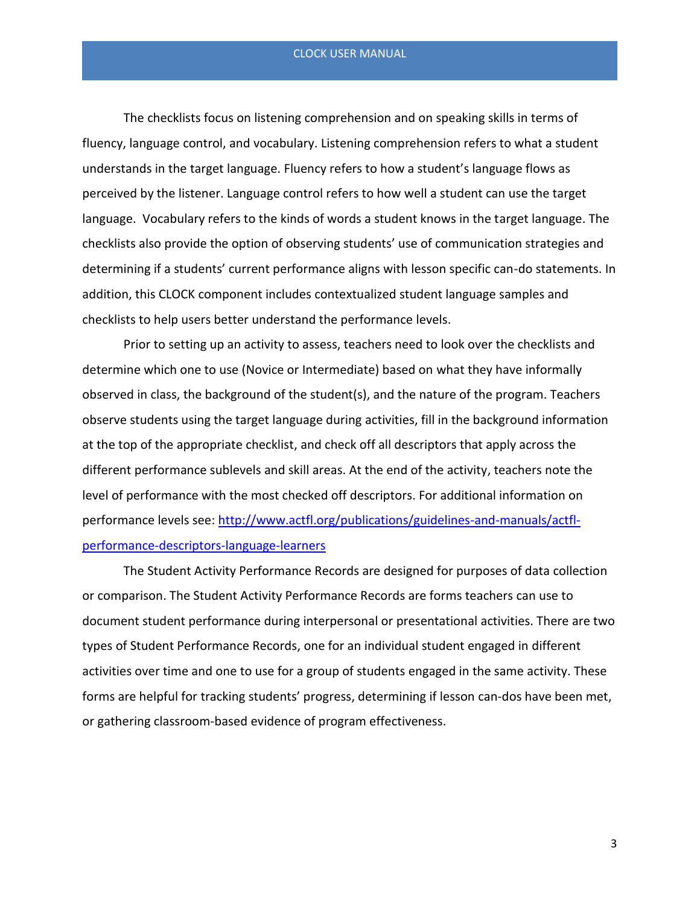The checklists focus on listening comprehension and on speaking skills in terms of fluency, language control, and vocabulary. Listening comprehension refers to what a student understands in the target language. Fluency refers to how a student's language flows as perceived by the listener. Language control refers to how well a student can use the target language.  Vocabulary refers to the kinds of words a student knows in the target language. The checklists also provide the option of observing students' use of communication strategies and determining if a students' current performance aligns with lesson specific can-do statements. In addition, this CLOCK component includes contextualized student language samples and checklists to help users better understand the performance levels.

Prior to setting up an activity to assess, teachers need to look over the checklists and determine which one to use (Novice or Intermediate) based on what they have informally observed in class, the background of the student(s), and the nature of the program. Teachers observe students using the target language during activities, fill in the background information at the top of the appropriate checklist, and check off all descriptors that apply across the different performance sublevels and skill areas. At the end of the activity, teachers note the level of performance with the most checked off descriptors. For additional information on performance levels see: [http://www.actfl.org/publications/guidelines-and-manuals/actfl-performance-descriptors-language-learners](http://www.actfl.org/publications/guidelines-and-manuals/actfl-performance-descriptors-language-learners)

The Student Activity Performance Records are designed for purposes of data collection or comparison. The Student Activity Performance Records are forms teachers can use to document student performance during interpersonal or presentational activities. There are two types of Student Performance Records, one for an individual student engaged in different activities over time and one to use for a group of students engaged in the same activity. These forms are helpful for tracking students' progress, determining if lesson can-dos have been met, or gathering classroom-based evidence of program effectiveness.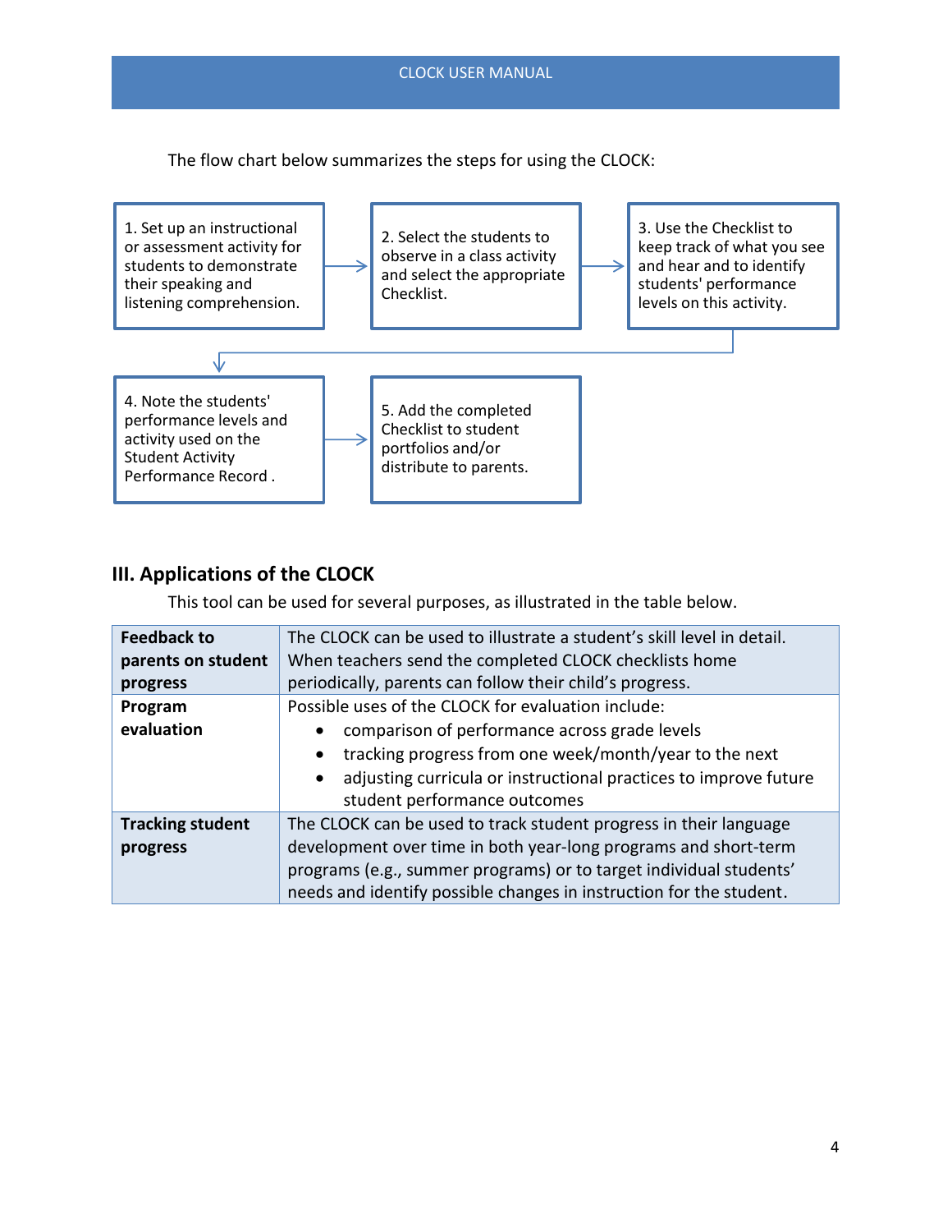The flow chart below summarizes the steps for using the CLOCK:

1. Set up an instructional or assessment activity for students to demonstrate their speaking and listening comprehension.
2. Select the students to observe in a class activity and select the appropriate Checklist.
3. Use the Checklist to keep track of what you see and hear and to identify students' performance levels on this activity.
4. Note the students' performance levels and activity used on the Student Activity Performance Record .
5. Add the completed Checklist to student portfolios and/or distribute to parents.

## III. Applications of the CLOCK

This tool can be used for several purposes, as illustrated in the table below.

| | |
|---|---|
| **Feedback to parents on student progress** | The CLOCK can be used to illustrate a student's skill level in detail. When teachers send the completed CLOCK checklists home periodically, parents can follow their child's progress. |
| **Program evaluation** | Possible uses of the CLOCK for evaluation include:<br>• comparison of performance across grade levels<br>• tracking progress from one week/month/year to the next<br>• adjusting curricula or instructional practices to improve future student performance outcomes |
| **Tracking student progress** | The CLOCK can be used to track student progress in their language development over time in both year-long programs and short-term programs (e.g., summer programs) or to target individual students' needs and identify possible changes in instruction for the student. |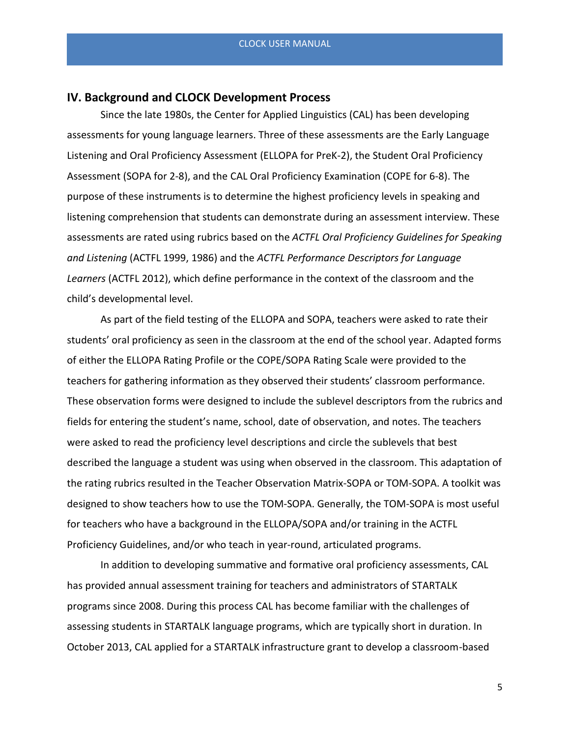## IV. Background and CLOCK Development Process

Since the late 1980s, the Center for Applied Linguistics (CAL) has been developing assessments for young language learners. Three of these assessments are the Early Language Listening and Oral Proficiency Assessment (ELLOPA for PreK-2), the Student Oral Proficiency Assessment (SOPA for 2-8), and the CAL Oral Proficiency Examination (COPE for 6-8). The purpose of these instruments is to determine the highest proficiency levels in speaking and listening comprehension that students can demonstrate during an assessment interview. These assessments are rated using rubrics based on the *ACTFL Oral Proficiency Guidelines for Speaking and Listening* (ACTFL 1999, 1986) and the *ACTFL Performance Descriptors for Language Learners* (ACTFL 2012), which define performance in the context of the classroom and the child's developmental level.

As part of the field testing of the ELLOPA and SOPA, teachers were asked to rate their students' oral proficiency as seen in the classroom at the end of the school year. Adapted forms of either the ELLOPA Rating Profile or the COPE/SOPA Rating Scale were provided to the teachers for gathering information as they observed their students' classroom performance. These observation forms were designed to include the sublevel descriptors from the rubrics and fields for entering the student's name, school, date of observation, and notes. The teachers were asked to read the proficiency level descriptions and circle the sublevels that best described the language a student was using when observed in the classroom. This adaptation of the rating rubrics resulted in the Teacher Observation Matrix-SOPA or TOM-SOPA. A toolkit was designed to show teachers how to use the TOM-SOPA. Generally, the TOM-SOPA is most useful for teachers who have a background in the ELLOPA/SOPA and/or training in the ACTFL Proficiency Guidelines, and/or who teach in year-round, articulated programs.

In addition to developing summative and formative oral proficiency assessments, CAL has provided annual assessment training for teachers and administrators of STARTALK programs since 2008. During this process CAL has become familiar with the challenges of assessing students in STARTALK language programs, which are typically short in duration. In October 2013, CAL applied for a STARTALK infrastructure grant to develop a classroom-based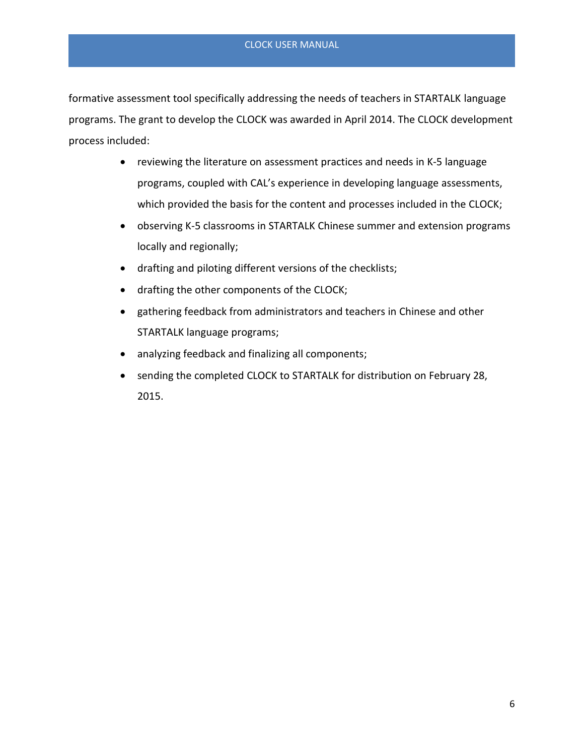formative assessment tool specifically addressing the needs of teachers in STARTALK language programs. The grant to develop the CLOCK was awarded in April 2014. The CLOCK development process included:

- reviewing the literature on assessment practices and needs in K-5 language programs, coupled with CAL's experience in developing language assessments, which provided the basis for the content and processes included in the CLOCK;
- observing K-5 classrooms in STARTALK Chinese summer and extension programs locally and regionally;
- drafting and piloting different versions of the checklists;
- drafting the other components of the CLOCK;
- gathering feedback from administrators and teachers in Chinese and other STARTALK language programs;
- analyzing feedback and finalizing all components;
- sending the completed CLOCK to STARTALK for distribution on February 28, 2015.